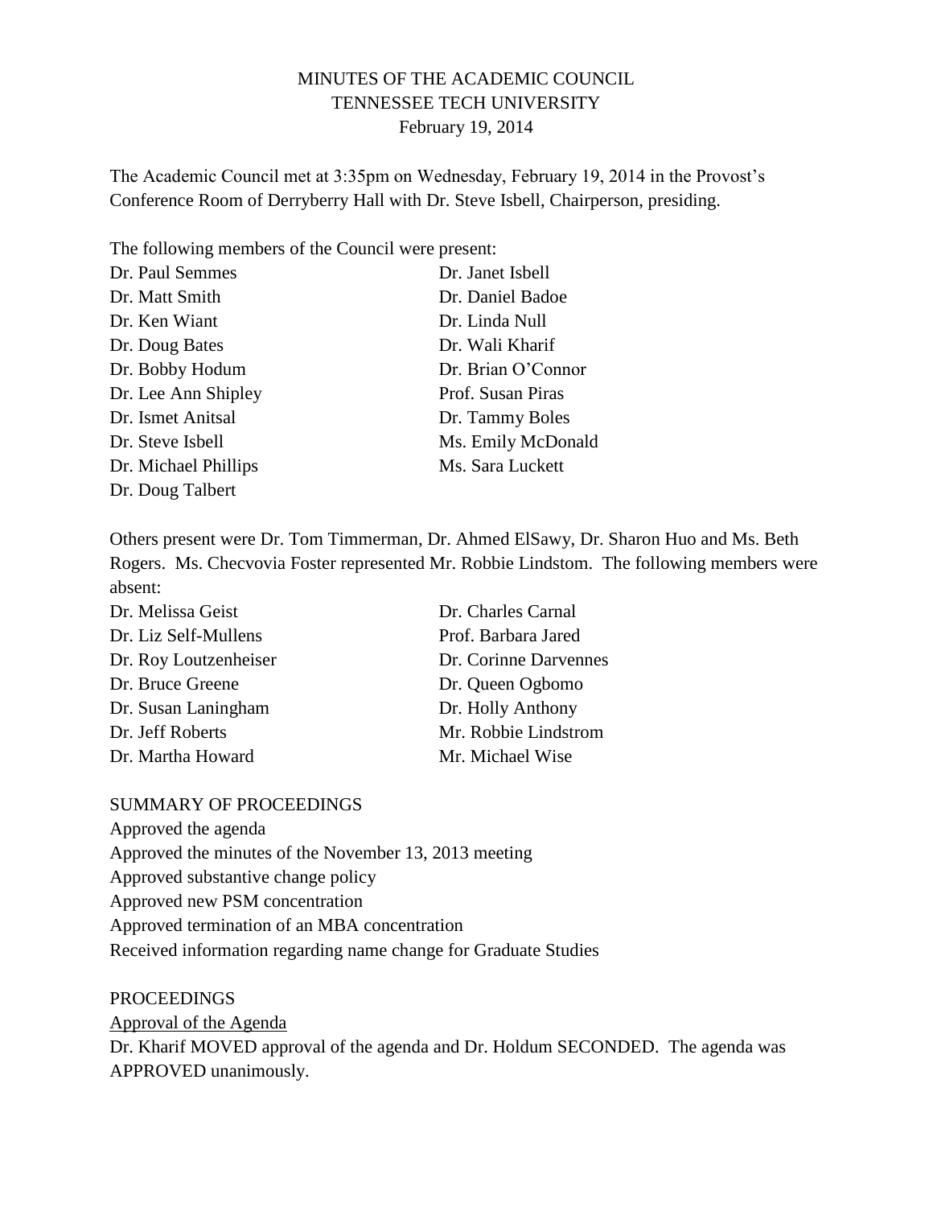MINUTES OF THE ACADEMIC COUNCIL
TENNESSEE TECH UNIVERSITY
February 19, 2014

The Academic Council met at 3:35pm on Wednesday, February 19, 2014 in the Provost's Conference Room of Derryberry Hall with Dr. Steve Isbell, Chairperson, presiding.

The following members of the Council were present:

Dr. Paul Semmes
Dr. Matt Smith
Dr. Ken Wiant
Dr. Doug Bates
Dr. Bobby Hodum
Dr. Lee Ann Shipley
Dr. Ismet Anitsal
Dr. Steve Isbell
Dr. Michael Phillips
Dr. Doug Talbert
Dr. Janet Isbell
Dr. Daniel Badoe
Dr. Linda Null
Dr. Wali Kharif
Dr. Brian O'Connor
Prof. Susan Piras
Dr. Tammy Boles
Ms. Emily McDonald
Ms. Sara Luckett

Others present were Dr. Tom Timmerman, Dr. Ahmed ElSawy, Dr. Sharon Huo and Ms. Beth Rogers. Ms. Checvovia Foster represented Mr. Robbie Lindstom. The following members were absent:

Dr. Melissa Geist
Dr. Liz Self-Mullens
Dr. Roy Loutzenheiser
Dr. Bruce Greene
Dr. Susan Laningham
Dr. Jeff Roberts
Dr. Martha Howard
Dr. Charles Carnal
Prof. Barbara Jared
Dr. Corinne Darvennes
Dr. Queen Ogbomo
Dr. Holly Anthony
Mr. Robbie Lindstrom
Mr. Michael Wise

SUMMARY OF PROCEEDINGS

Approved the agenda
Approved the minutes of the November 13, 2013 meeting
Approved substantive change policy
Approved new PSM concentration
Approved termination of an MBA concentration
Received information regarding name change for Graduate Studies

PROCEEDINGS

Approval of the Agenda

Dr. Kharif MOVED approval of the agenda and Dr. Holdum SECONDED. The agenda was APPROVED unanimously.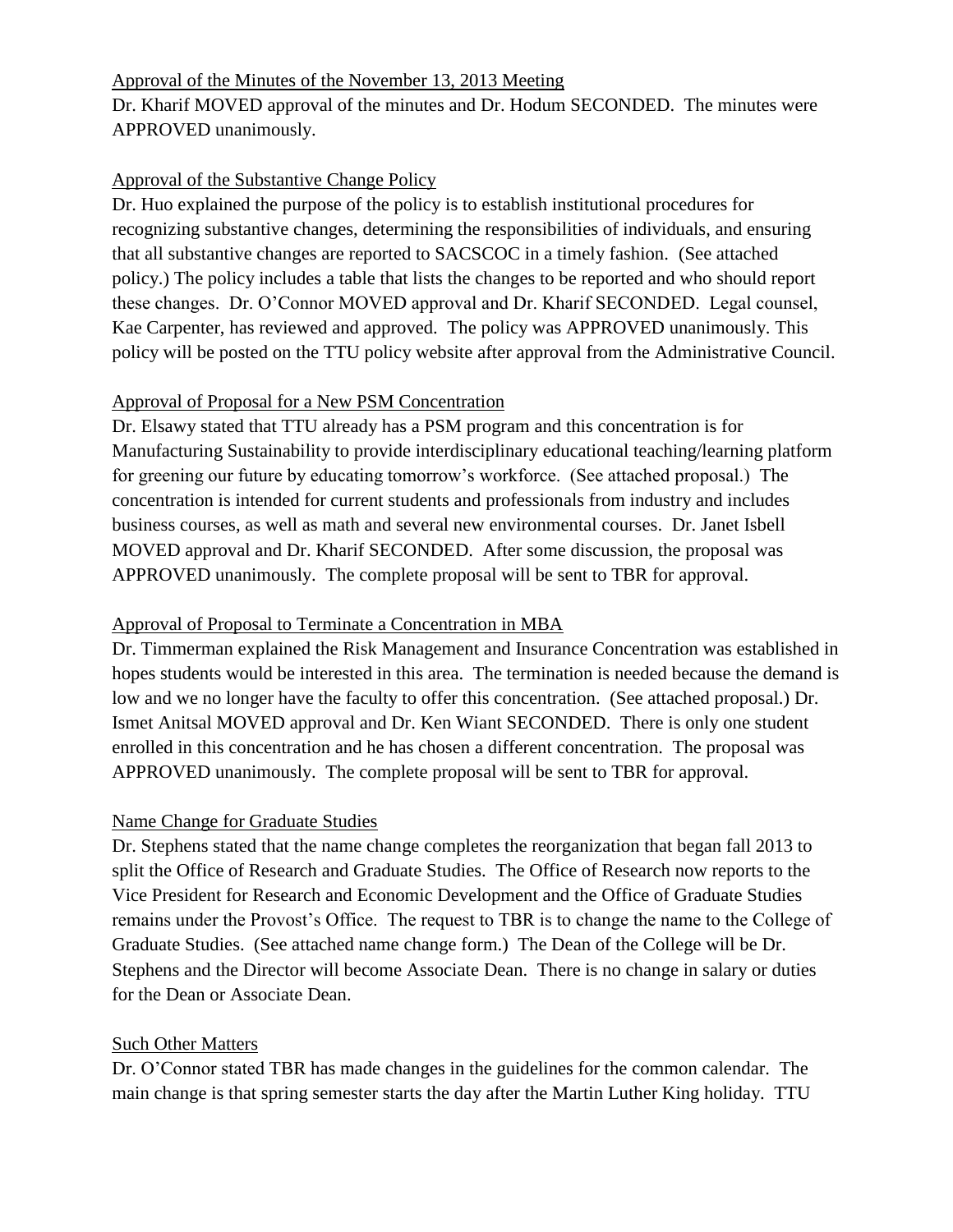Approval of the Minutes of the November 13, 2013 Meeting

Dr. Kharif MOVED approval of the minutes and Dr. Hodum SECONDED. The minutes were APPROVED unanimously.

Approval of the Substantive Change Policy

Dr. Huo explained the purpose of the policy is to establish institutional procedures for recognizing substantive changes, determining the responsibilities of individuals, and ensuring that all substantive changes are reported to SACSCOC in a timely fashion. (See attached policy.) The policy includes a table that lists the changes to be reported and who should report these changes. Dr. O'Connor MOVED approval and Dr. Kharif SECONDED. Legal counsel, Kae Carpenter, has reviewed and approved. The policy was APPROVED unanimously. This policy will be posted on the TTU policy website after approval from the Administrative Council.

Approval of Proposal for a New PSM Concentration

Dr. Elsawy stated that TTU already has a PSM program and this concentration is for Manufacturing Sustainability to provide interdisciplinary educational teaching/learning platform for greening our future by educating tomorrow's workforce. (See attached proposal.) The concentration is intended for current students and professionals from industry and includes business courses, as well as math and several new environmental courses. Dr. Janet Isbell MOVED approval and Dr. Kharif SECONDED. After some discussion, the proposal was APPROVED unanimously. The complete proposal will be sent to TBR for approval.

Approval of Proposal to Terminate a Concentration in MBA

Dr. Timmerman explained the Risk Management and Insurance Concentration was established in hopes students would be interested in this area. The termination is needed because the demand is low and we no longer have the faculty to offer this concentration. (See attached proposal.) Dr. Ismet Anitsal MOVED approval and Dr. Ken Wiant SECONDED. There is only one student enrolled in this concentration and he has chosen a different concentration. The proposal was APPROVED unanimously. The complete proposal will be sent to TBR for approval.

Name Change for Graduate Studies

Dr. Stephens stated that the name change completes the reorganization that began fall 2013 to split the Office of Research and Graduate Studies. The Office of Research now reports to the Vice President for Research and Economic Development and the Office of Graduate Studies remains under the Provost's Office. The request to TBR is to change the name to the College of Graduate Studies. (See attached name change form.) The Dean of the College will be Dr. Stephens and the Director will become Associate Dean. There is no change in salary or duties for the Dean or Associate Dean.

Such Other Matters

Dr. O'Connor stated TBR has made changes in the guidelines for the common calendar. The main change is that spring semester starts the day after the Martin Luther King holiday. TTU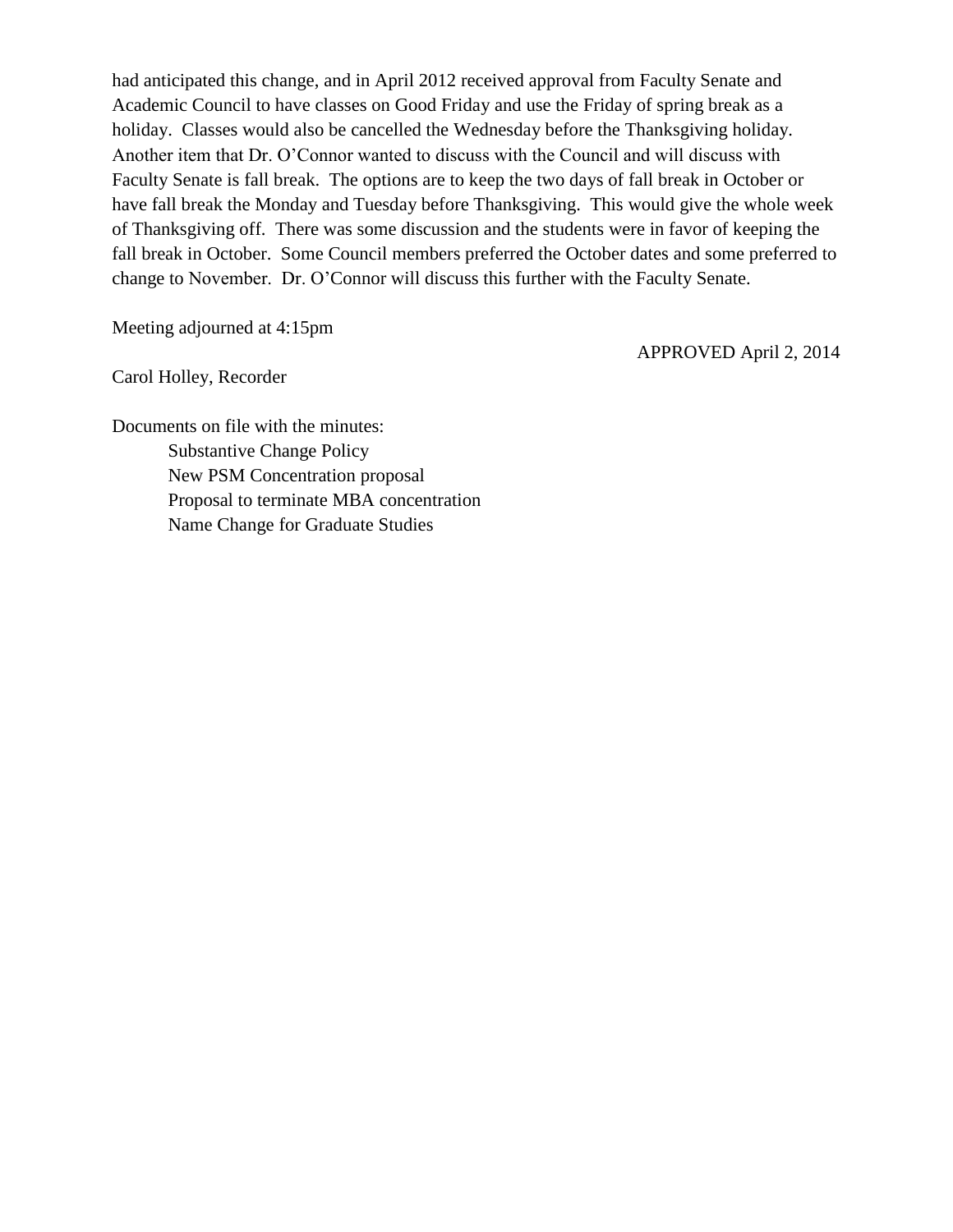had anticipated this change, and in April 2012 received approval from Faculty Senate and Academic Council to have classes on Good Friday and use the Friday of spring break as a holiday. Classes would also be cancelled the Wednesday before the Thanksgiving holiday. Another item that Dr. O'Connor wanted to discuss with the Council and will discuss with Faculty Senate is fall break. The options are to keep the two days of fall break in October or have fall break the Monday and Tuesday before Thanksgiving. This would give the whole week of Thanksgiving off. There was some discussion and the students were in favor of keeping the fall break in October. Some Council members preferred the October dates and some preferred to change to November. Dr. O'Connor will discuss this further with the Faculty Senate.

Meeting adjourned at 4:15pm

APPROVED April 2, 2014

Carol Holley, Recorder

Documents on file with the minutes:

- Substantive Change Policy
- New PSM Concentration proposal
- Proposal to terminate MBA concentration
- Name Change for Graduate Studies